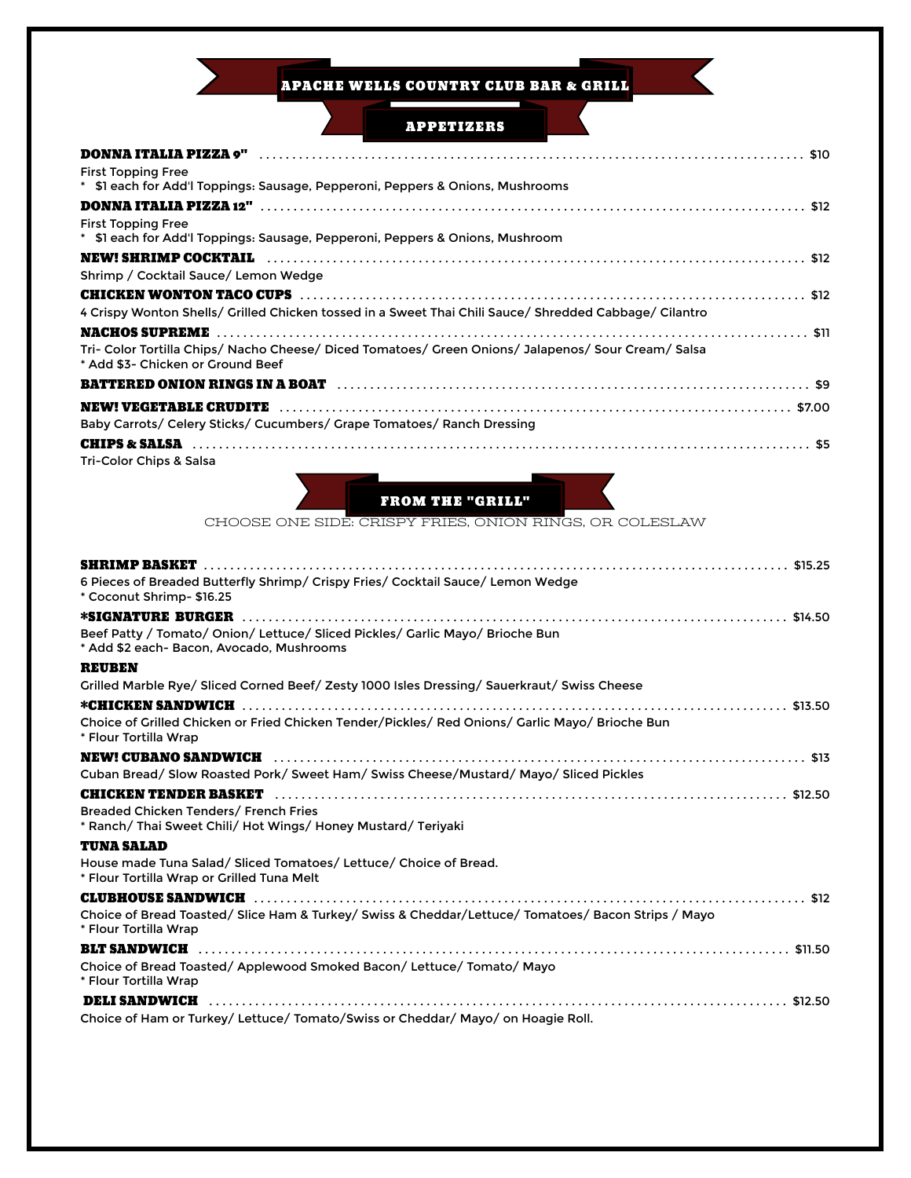# APACHE WELLS COUNTRY CLUB BAR & GRILL

## APPETIZERS

**DONNA ITALIA PIZZA 9"** ..... $10
First Topping Free
* $1 each for Add'l Toppings: Sausage, Pepperoni, Peppers & Onions, Mushrooms

**DONNA ITALIA PIZZA 12"** ..... $12
First Topping Free
* $1 each for Add'l Toppings: Sausage, Pepperoni, Peppers & Onions, Mushroom

**NEW! SHRIMP COCKTAIL** ..... $12
Shrimp / Cocktail Sauce/ Lemon Wedge

**CHICKEN WONTON TACO CUPS** ..... $12
4 Crispy Wonton Shells/ Grilled Chicken tossed in a Sweet Thai Chili Sauce/ Shredded Cabbage/ Cilantro

**NACHOS SUPREME** ..... $11
Tri- Color Tortilla Chips/ Nacho Cheese/ Diced Tomatoes/ Green Onions/ Jalapenos/ Sour Cream/ Salsa
* Add $3- Chicken or Ground Beef

**BATTERED ONION RINGS IN A BOAT** ..... $9

**NEW! VEGETABLE CRUDITE** ..... $7.00
Baby Carrots/ Celery Sticks/ Cucumbers/ Grape Tomatoes/ Ranch Dressing

**CHIPS & SALSA** ..... $5
Tri-Color Chips & Salsa

## FROM THE "GRILL"

CHOOSE ONE SIDE: CRISPY FRIES, ONION RINGS, OR COLESLAW

**SHRIMP BASKET** ..... $15.25
6 Pieces of Breaded Butterfly Shrimp/ Crispy Fries/ Cocktail Sauce/ Lemon Wedge
* Coconut Shrimp- $16.25

***SIGNATURE BURGER** ..... $14.50
Beef Patty / Tomato/ Onion/ Lettuce/ Sliced Pickles/ Garlic Mayo/ Brioche Bun
* Add $2 each- Bacon, Avocado, Mushrooms

**REUBEN**
Grilled Marble Rye/ Sliced Corned Beef/ Zesty 1000 Isles Dressing/ Sauerkraut/ Swiss Cheese

***CHICKEN SANDWICH** ..... $13.50
Choice of Grilled Chicken or Fried Chicken Tender/Pickles/ Red Onions/ Garlic Mayo/ Brioche Bun
* Flour Tortilla Wrap

**NEW! CUBANO SANDWICH** ..... $13
Cuban Bread/ Slow Roasted Pork/ Sweet Ham/ Swiss Cheese/Mustard/ Mayo/ Sliced Pickles

**CHICKEN TENDER BASKET** ..... $12.50
Breaded Chicken Tenders/ French Fries
* Ranch/ Thai Sweet Chili/ Hot Wings/ Honey Mustard/ Teriyaki

**TUNA SALAD**
House made Tuna Salad/ Sliced Tomatoes/ Lettuce/ Choice of Bread.
* Flour Tortilla Wrap or Grilled Tuna Melt

**CLUBHOUSE SANDWICH** ..... $12
Choice of Bread Toasted/ Slice Ham & Turkey/ Swiss & Cheddar/Lettuce/ Tomatoes/ Bacon Strips / Mayo
* Flour Tortilla Wrap

**BLT SANDWICH** ..... $11.50
Choice of Bread Toasted/ Applewood Smoked Bacon/ Lettuce/ Tomato/ Mayo
* Flour Tortilla Wrap

**DELI SANDWICH** ..... $12.50
Choice of Ham or Turkey/ Lettuce/ Tomato/Swiss or Cheddar/ Mayo/ on Hoagie Roll.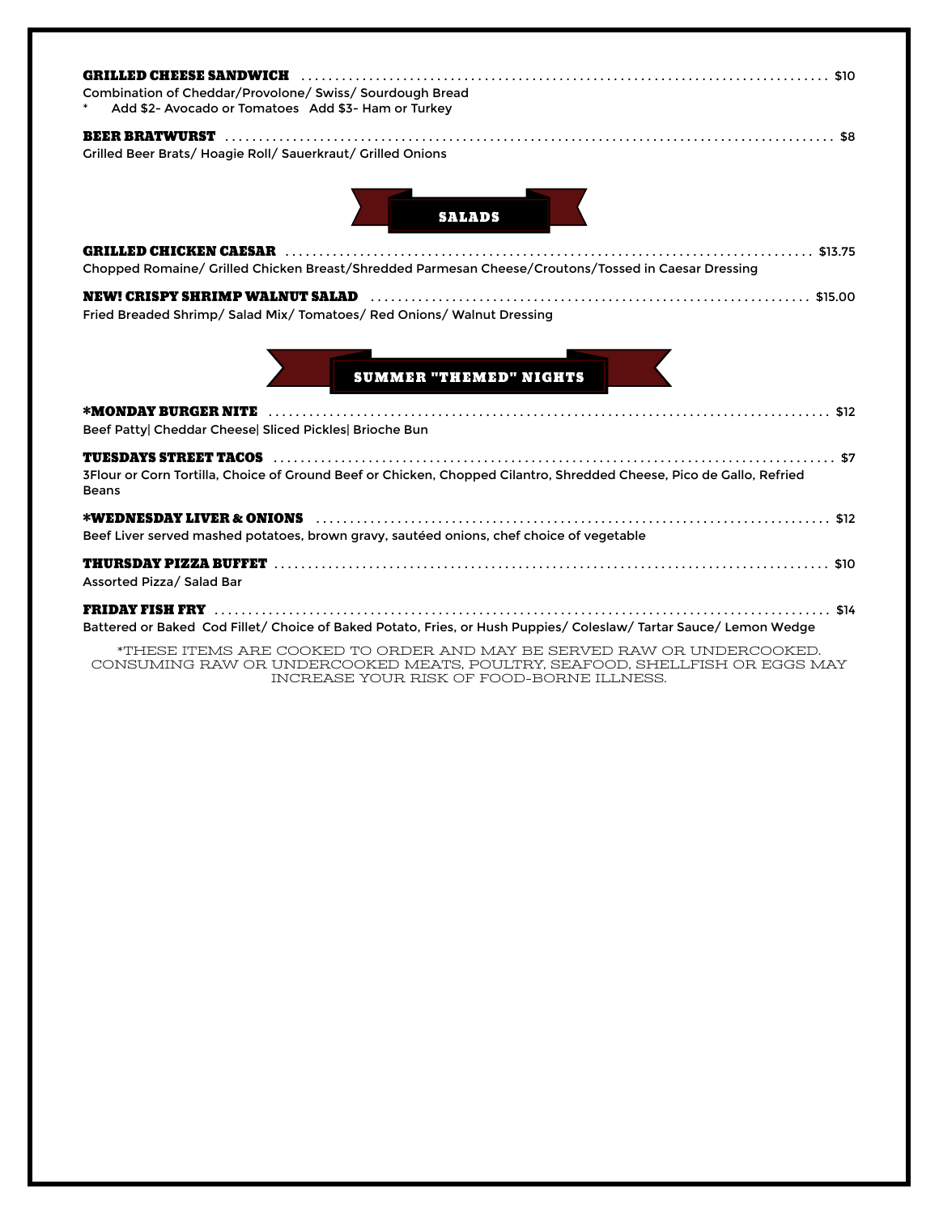**GRILLED CHEESE SANDWICH** .......... $10

Combination of Cheddar/Provolone/ Swiss/ Sourdough Bread

* Add $2- Avocado or Tomatoes Add $3- Ham or Turkey

**BEER BRATWURST** .......... $8

Grilled Beer Brats/ Hoagie Roll/ Sauerkraut/ Grilled Onions

## SALADS

**GRILLED CHICKEN CAESAR** .......... $13.75

Chopped Romaine/ Grilled Chicken Breast/Shredded Parmesan Cheese/Croutons/Tossed in Caesar Dressing

**NEW! CRISPY SHRIMP WALNUT SALAD** .......... $15.00

Fried Breaded Shrimp/ Salad Mix/ Tomatoes/ Red Onions/ Walnut Dressing

## SUMMER "THEMED" NIGHTS

**\*MONDAY BURGER NITE** .......... $12

Beef Patty| Cheddar Cheese| Sliced Pickles| Brioche Bun

**TUESDAYS STREET TACOS** .......... $7

3Flour or Corn Tortilla, Choice of Ground Beef or Chicken, Chopped Cilantro, Shredded Cheese, Pico de Gallo, Refried Beans

**\*WEDNESDAY LIVER & ONIONS** .......... $12

Beef Liver served mashed potatoes, brown gravy, sautéed onions, chef choice of vegetable

**THURSDAY PIZZA BUFFET** .......... $10

Assorted Pizza/ Salad Bar

**FRIDAY FISH FRY** .......... $14

Battered or Baked Cod Fillet/ Choice of Baked Potato, Fries, or Hush Puppies/ Coleslaw/ Tartar Sauce/ Lemon Wedge

*THESE ITEMS ARE COOKED TO ORDER AND MAY BE SERVED RAW OR UNDERCOOKED. CONSUMING RAW OR UNDERCOOKED MEATS, POULTRY, SEAFOOD, SHELLFISH OR EGGS MAY INCREASE YOUR RISK OF FOOD-BORNE ILLNESS.